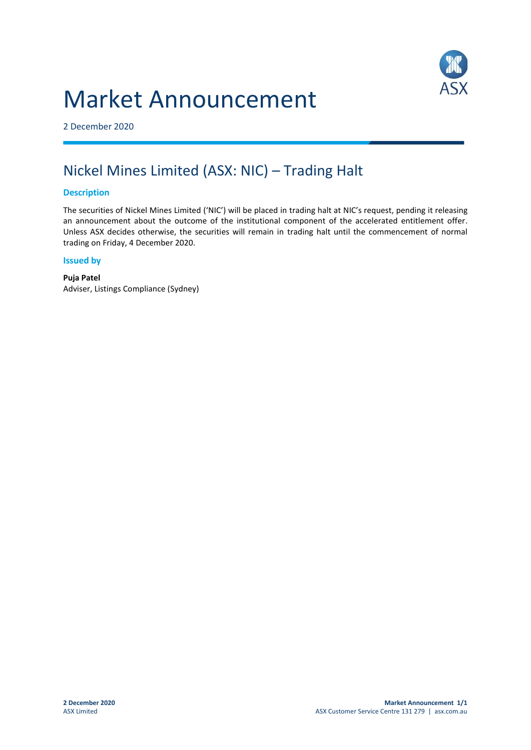# Market Announcement

2 December 2020

## Nickel Mines Limited (ASX: NIC) – Trading Halt

### Description

The securities of Nickel Mines Limited ('NIC') will be placed in trading halt at NIC's request, pending it releasing an announcement about the outcome of the institutional component of the accelerated entitlement offer. Unless ASX decides otherwise, the securities will remain in trading halt until the commencement of normal trading on Friday, 4 December 2020.

### Issued by

**Puja Patel**
Adviser, Listings Compliance (Sydney)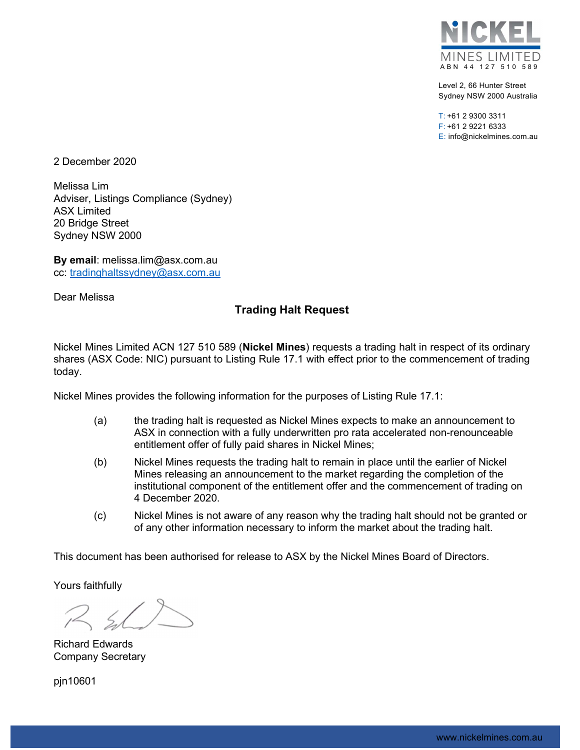**NICKEL MINES LIMITED**
ABN 44 127 510 589

Level 2, 66 Hunter Street
Sydney NSW 2000 Australia

T: +61 2 9300 3311
F: +61 2 9221 6333
E: info@nickelmines.com.au

2 December 2020

Melissa Lim
Adviser, Listings Compliance (Sydney)
ASX Limited
20 Bridge Street
Sydney NSW 2000

**By email**: melissa.lim@asx.com.au
cc: tradinghaltssydney@asx.com.au

Dear Melissa

## Trading Halt Request

Nickel Mines Limited ACN 127 510 589 (**Nickel Mines**) requests a trading halt in respect of its ordinary shares (ASX Code: NIC) pursuant to Listing Rule 17.1 with effect prior to the commencement of trading today.

Nickel Mines provides the following information for the purposes of Listing Rule 17.1:

(a) the trading halt is requested as Nickel Mines expects to make an announcement to ASX in connection with a fully underwritten pro rata accelerated non-renounceable entitlement offer of fully paid shares in Nickel Mines;

(b) Nickel Mines requests the trading halt to remain in place until the earlier of Nickel Mines releasing an announcement to the market regarding the completion of the institutional component of the entitlement offer and the commencement of trading on 4 December 2020.

(c) Nickel Mines is not aware of any reason why the trading halt should not be granted or of any other information necessary to inform the market about the trading halt.

This document has been authorised for release to ASX by the Nickel Mines Board of Directors.

Yours faithfully

Richard Edwards
Company Secretary

pjn10601

www.nickelmines.com.au